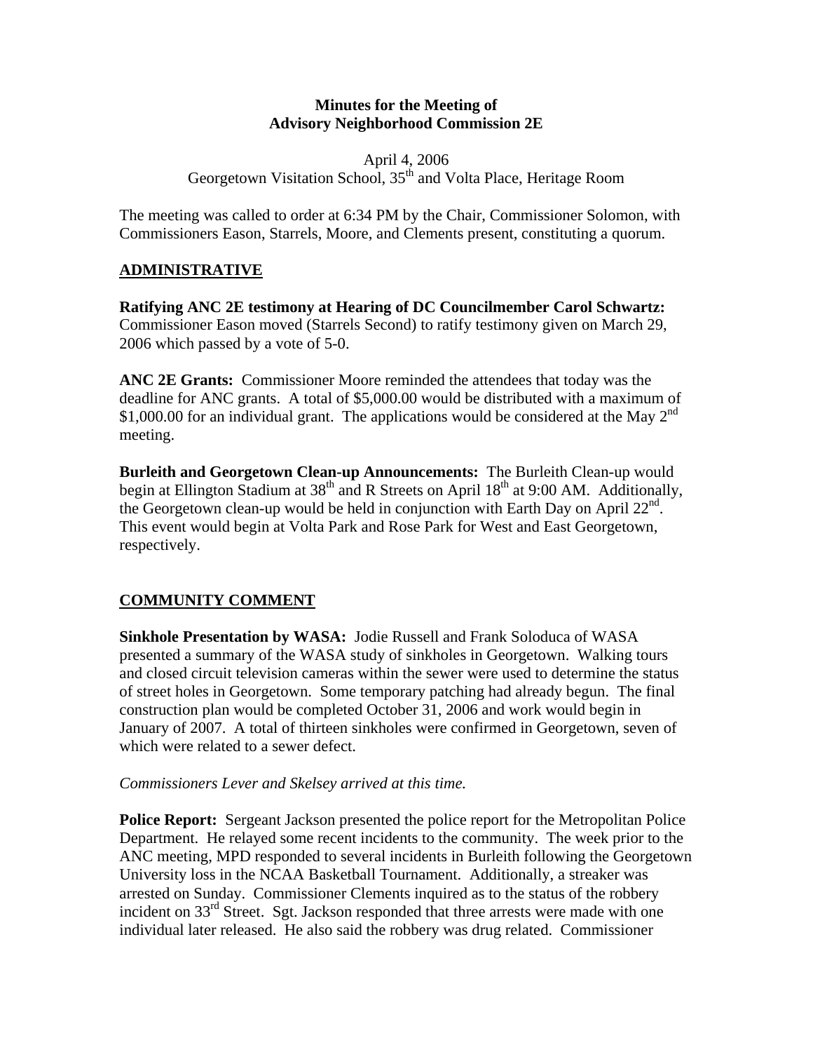**Minutes for the Meeting of**
**Advisory Neighborhood Commission 2E**

April 4, 2006
Georgetown Visitation School, 35th and Volta Place, Heritage Room

The meeting was called to order at 6:34 PM by the Chair, Commissioner Solomon, with Commissioners Eason, Starrels, Moore, and Clements present, constituting a quorum.

## ADMINISTRATIVE

**Ratifying ANC 2E testimony at Hearing of DC Councilmember Carol Schwartz:** Commissioner Eason moved (Starrels Second) to ratify testimony given on March 29, 2006 which passed by a vote of 5-0.

**ANC 2E Grants:** Commissioner Moore reminded the attendees that today was the deadline for ANC grants. A total of $5,000.00 would be distributed with a maximum of $1,000.00 for an individual grant. The applications would be considered at the May 2nd meeting.

**Burleith and Georgetown Clean-up Announcements:** The Burleith Clean-up would begin at Ellington Stadium at 38th and R Streets on April 18th at 9:00 AM. Additionally, the Georgetown clean-up would be held in conjunction with Earth Day on April 22nd. This event would begin at Volta Park and Rose Park for West and East Georgetown, respectively.

## COMMUNITY COMMENT

**Sinkhole Presentation by WASA:** Jodie Russell and Frank Soloduca of WASA presented a summary of the WASA study of sinkholes in Georgetown. Walking tours and closed circuit television cameras within the sewer were used to determine the status of street holes in Georgetown. Some temporary patching had already begun. The final construction plan would be completed October 31, 2006 and work would begin in January of 2007. A total of thirteen sinkholes were confirmed in Georgetown, seven of which were related to a sewer defect.

*Commissioners Lever and Skelsey arrived at this time.*

**Police Report:** Sergeant Jackson presented the police report for the Metropolitan Police Department. He relayed some recent incidents to the community. The week prior to the ANC meeting, MPD responded to several incidents in Burleith following the Georgetown University loss in the NCAA Basketball Tournament. Additionally, a streaker was arrested on Sunday. Commissioner Clements inquired as to the status of the robbery incident on 33rd Street. Sgt. Jackson responded that three arrests were made with one individual later released. He also said the robbery was drug related. Commissioner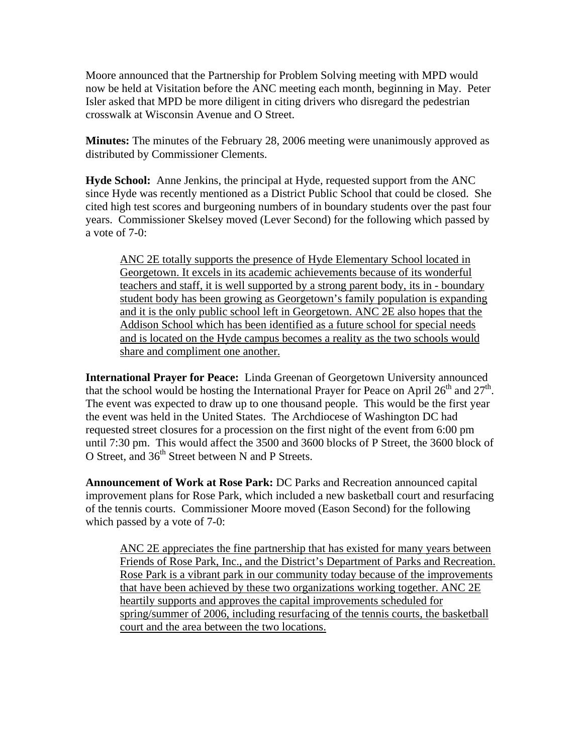Moore announced that the Partnership for Problem Solving meeting with MPD would now be held at Visitation before the ANC meeting each month, beginning in May. Peter Isler asked that MPD be more diligent in citing drivers who disregard the pedestrian crosswalk at Wisconsin Avenue and O Street.

**Minutes:** The minutes of the February 28, 2006 meeting were unanimously approved as distributed by Commissioner Clements.

**Hyde School:** Anne Jenkins, the principal at Hyde, requested support from the ANC since Hyde was recently mentioned as a District Public School that could be closed. She cited high test scores and burgeoning numbers of in boundary students over the past four years. Commissioner Skelsey moved (Lever Second) for the following which passed by a vote of 7-0:

> <u>ANC 2E totally supports the presence of Hyde Elementary School located in Georgetown. It excels in its academic achievements because of its wonderful teachers and staff, it is well supported by a strong parent body, its in - boundary student body has been growing as Georgetown's family population is expanding and it is the only public school left in Georgetown. ANC 2E also hopes that the Addison School which has been identified as a future school for special needs and is located on the Hyde campus becomes a reality as the two schools would share and compliment one another.</u>

**International Prayer for Peace:** Linda Greenan of Georgetown University announced that the school would be hosting the International Prayer for Peace on April 26th and 27th. The event was expected to draw up to one thousand people. This would be the first year the event was held in the United States. The Archdiocese of Washington DC had requested street closures for a procession on the first night of the event from 6:00 pm until 7:30 pm. This would affect the 3500 and 3600 blocks of P Street, the 3600 block of O Street, and 36th Street between N and P Streets.

**Announcement of Work at Rose Park:** DC Parks and Recreation announced capital improvement plans for Rose Park, which included a new basketball court and resurfacing of the tennis courts. Commissioner Moore moved (Eason Second) for the following which passed by a vote of 7-0:

> <u>ANC 2E appreciates the fine partnership that has existed for many years between Friends of Rose Park, Inc., and the District's Department of Parks and Recreation. Rose Park is a vibrant park in our community today because of the improvements that have been achieved by these two organizations working together. ANC 2E heartily supports and approves the capital improvements scheduled for spring/summer of 2006, including resurfacing of the tennis courts, the basketball court and the area between the two locations.</u>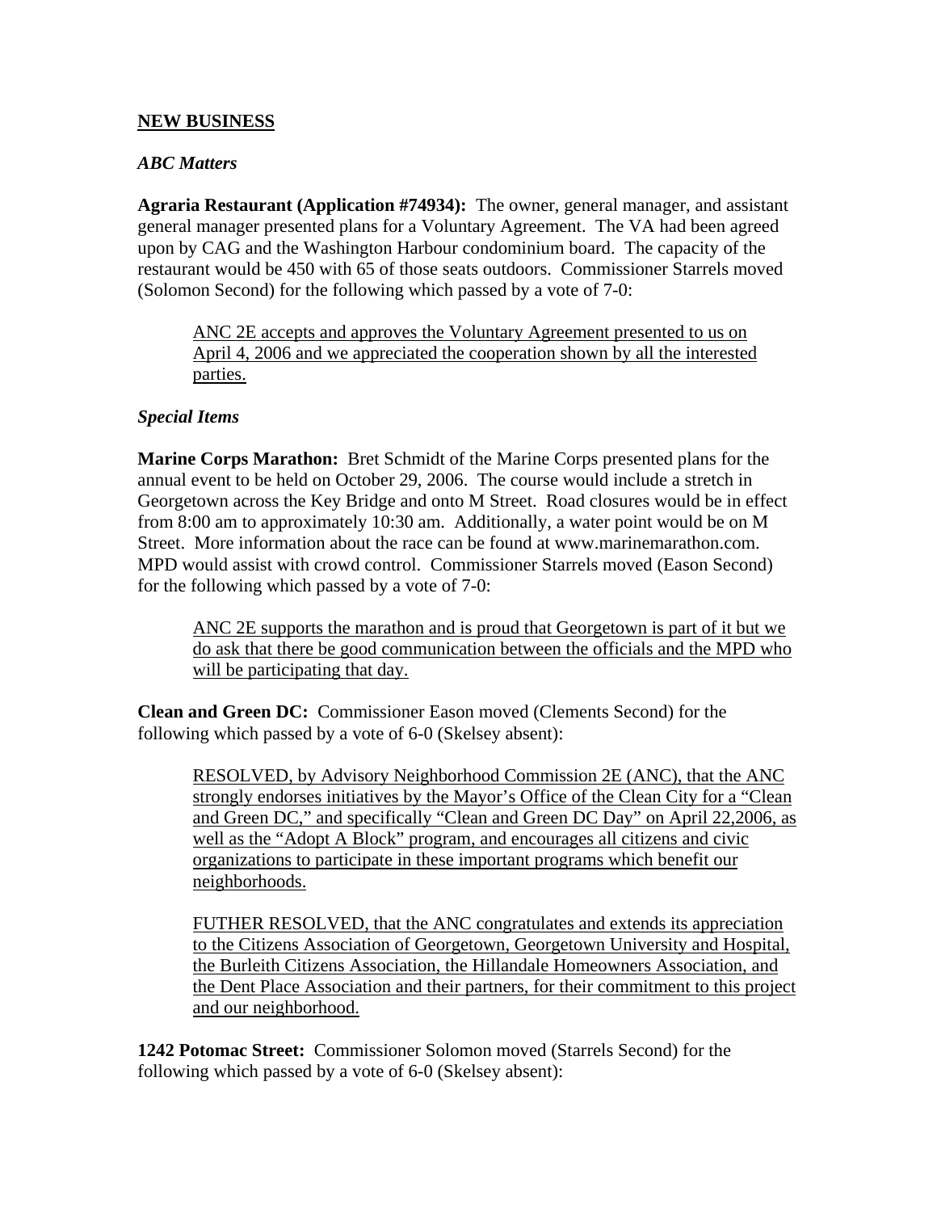**NEW BUSINESS**

*ABC Matters*

**Agraria Restaurant (Application #74934):** The owner, general manager, and assistant general manager presented plans for a Voluntary Agreement. The VA had been agreed upon by CAG and the Washington Harbour condominium board. The capacity of the restaurant would be 450 with 65 of those seats outdoors. Commissioner Starrels moved (Solomon Second) for the following which passed by a vote of 7-0:

> <u>ANC 2E accepts and approves the Voluntary Agreement presented to us on April 4, 2006 and we appreciated the cooperation shown by all the interested parties.</u>

*Special Items*

**Marine Corps Marathon:** Bret Schmidt of the Marine Corps presented plans for the annual event to be held on October 29, 2006. The course would include a stretch in Georgetown across the Key Bridge and onto M Street. Road closures would be in effect from 8:00 am to approximately 10:30 am. Additionally, a water point would be on M Street. More information about the race can be found at www.marinemarathon.com. MPD would assist with crowd control. Commissioner Starrels moved (Eason Second) for the following which passed by a vote of 7-0:

> <u>ANC 2E supports the marathon and is proud that Georgetown is part of it but we do ask that there be good communication between the officials and the MPD who will be participating that day.</u>

**Clean and Green DC:** Commissioner Eason moved (Clements Second) for the following which passed by a vote of 6-0 (Skelsey absent):

> <u>RESOLVED, by Advisory Neighborhood Commission 2E (ANC), that the ANC strongly endorses initiatives by the Mayor's Office of the Clean City for a "Clean and Green DC," and specifically "Clean and Green DC Day" on April 22,2006, as well as the "Adopt A Block" program, and encourages all citizens and civic organizations to participate in these important programs which benefit our neighborhoods.</u>
>
> <u>FUTHER RESOLVED, that the ANC congratulates and extends its appreciation to the Citizens Association of Georgetown, Georgetown University and Hospital, the Burleith Citizens Association, the Hillandale Homeowners Association, and the Dent Place Association and their partners, for their commitment to this project and our neighborhood.</u>

**1242 Potomac Street:** Commissioner Solomon moved (Starrels Second) for the following which passed by a vote of 6-0 (Skelsey absent):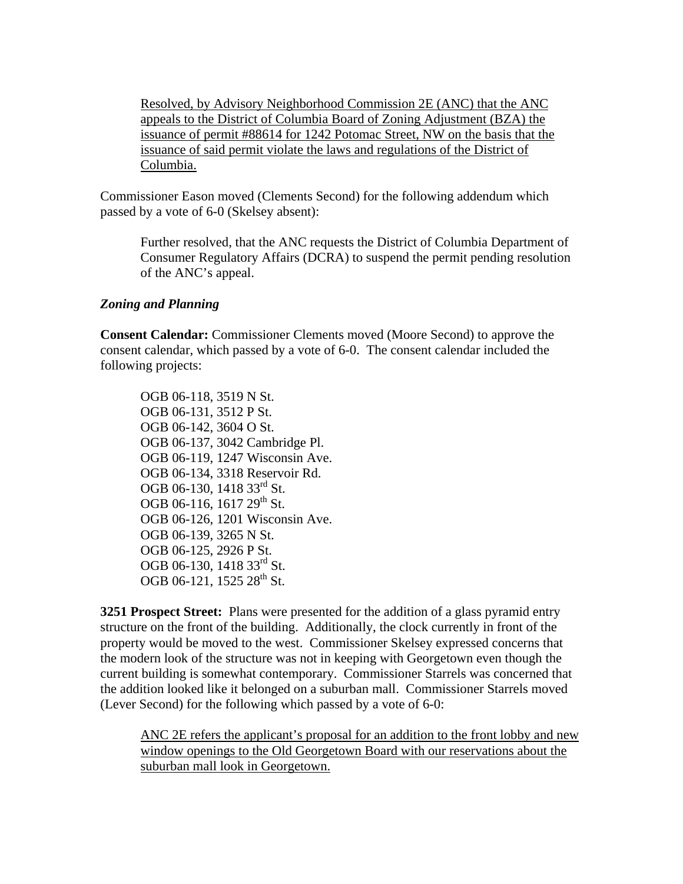<u>Resolved, by Advisory Neighborhood Commission 2E (ANC) that the ANC appeals to the District of Columbia Board of Zoning Adjustment (BZA) the issuance of permit #88614 for 1242 Potomac Street, NW on the basis that the issuance of said permit violate the laws and regulations of the District of Columbia.</u>

Commissioner Eason moved (Clements Second) for the following addendum which passed by a vote of 6-0 (Skelsey absent):

> Further resolved, that the ANC requests the District of Columbia Department of Consumer Regulatory Affairs (DCRA) to suspend the permit pending resolution of the ANC's appeal.

***Zoning and Planning***

**Consent Calendar:** Commissioner Clements moved (Moore Second) to approve the consent calendar, which passed by a vote of 6-0. The consent calendar included the following projects:

OGB 06-118, 3519 N St.
OGB 06-131, 3512 P St.
OGB 06-142, 3604 O St.
OGB 06-137, 3042 Cambridge Pl.
OGB 06-119, 1247 Wisconsin Ave.
OGB 06-134, 3318 Reservoir Rd.
OGB 06-130, 1418 33rd St.
OGB 06-116, 1617 29th St.
OGB 06-126, 1201 Wisconsin Ave.
OGB 06-139, 3265 N St.
OGB 06-125, 2926 P St.
OGB 06-130, 1418 33rd St.
OGB 06-121, 1525 28th St.

**3251 Prospect Street:** Plans were presented for the addition of a glass pyramid entry structure on the front of the building. Additionally, the clock currently in front of the property would be moved to the west. Commissioner Skelsey expressed concerns that the modern look of the structure was not in keeping with Georgetown even though the current building is somewhat contemporary. Commissioner Starrels was concerned that the addition looked like it belonged on a suburban mall. Commissioner Starrels moved (Lever Second) for the following which passed by a vote of 6-0:

<u>ANC 2E refers the applicant's proposal for an addition to the front lobby and new window openings to the Old Georgetown Board with our reservations about the suburban mall look in Georgetown.</u>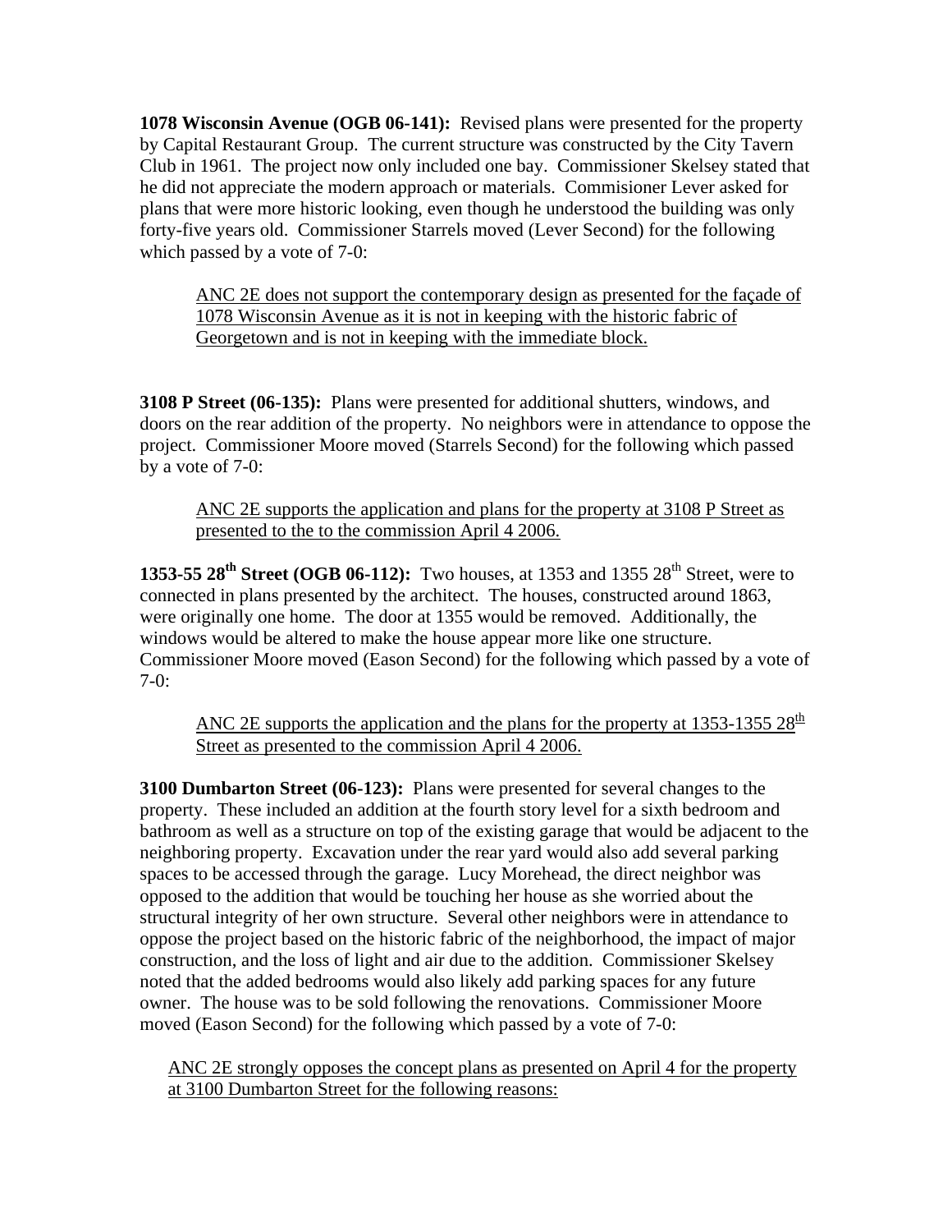**1078 Wisconsin Avenue (OGB 06-141):** Revised plans were presented for the property by Capital Restaurant Group. The current structure was constructed by the City Tavern Club in 1961. The project now only included one bay. Commissioner Skelsey stated that he did not appreciate the modern approach or materials. Commisioner Lever asked for plans that were more historic looking, even though he understood the building was only forty-five years old. Commissioner Starrels moved (Lever Second) for the following which passed by a vote of 7-0:

> <u>ANC 2E does not support the contemporary design as presented for the façade of 1078 Wisconsin Avenue as it is not in keeping with the historic fabric of Georgetown and is not in keeping with the immediate block.</u>

**3108 P Street (06-135):** Plans were presented for additional shutters, windows, and doors on the rear addition of the property. No neighbors were in attendance to oppose the project. Commissioner Moore moved (Starrels Second) for the following which passed by a vote of 7-0:

> <u>ANC 2E supports the application and plans for the property at 3108 P Street as presented to the to the commission April 4 2006.</u>

**1353-55 28th Street (OGB 06-112):** Two houses, at 1353 and 1355 28th Street, were to connected in plans presented by the architect. The houses, constructed around 1863, were originally one home. The door at 1355 would be removed. Additionally, the windows would be altered to make the house appear more like one structure. Commissioner Moore moved (Eason Second) for the following which passed by a vote of 7-0:

> <u>ANC 2E supports the application and the plans for the property at 1353-1355 28th Street as presented to the commission April 4 2006.</u>

**3100 Dumbarton Street (06-123):** Plans were presented for several changes to the property. These included an addition at the fourth story level for a sixth bedroom and bathroom as well as a structure on top of the existing garage that would be adjacent to the neighboring property. Excavation under the rear yard would also add several parking spaces to be accessed through the garage. Lucy Morehead, the direct neighbor was opposed to the addition that would be touching her house as she worried about the structural integrity of her own structure. Several other neighbors were in attendance to oppose the project based on the historic fabric of the neighborhood, the impact of major construction, and the loss of light and air due to the addition. Commissioner Skelsey noted that the added bedrooms would also likely add parking spaces for any future owner. The house was to be sold following the renovations. Commissioner Moore moved (Eason Second) for the following which passed by a vote of 7-0:

> <u>ANC 2E strongly opposes the concept plans as presented on April 4 for the property at 3100 Dumbarton Street for the following reasons:</u>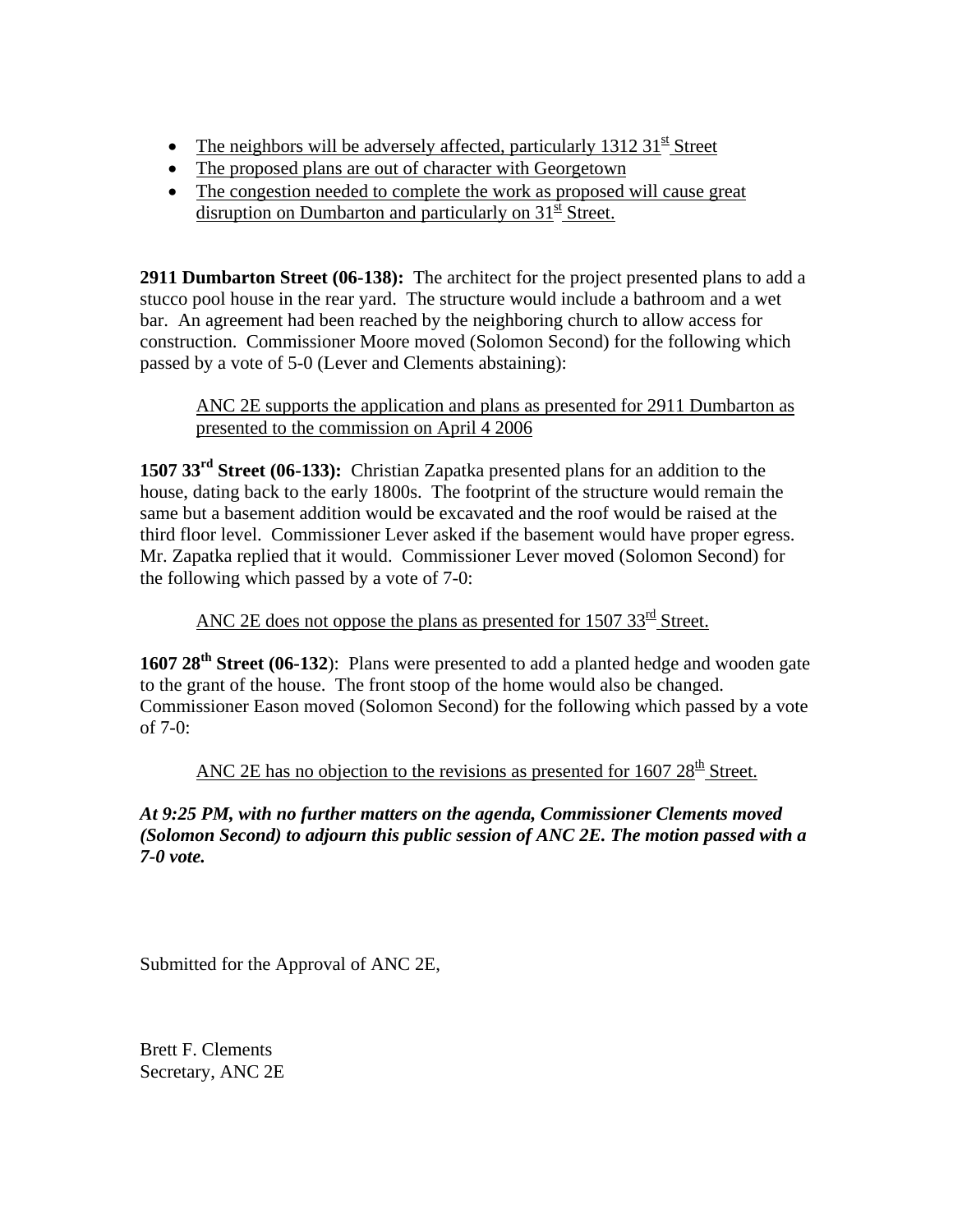- <u>The neighbors will be adversely affected, particularly 1312 31st Street</u>
- <u>The proposed plans are out of character with Georgetown</u>
- <u>The congestion needed to complete the work as proposed will cause great disruption on Dumbarton and particularly on 31st Street.</u>

**2911 Dumbarton Street (06-138):** The architect for the project presented plans to add a stucco pool house in the rear yard. The structure would include a bathroom and a wet bar. An agreement had been reached by the neighboring church to allow access for construction. Commissioner Moore moved (Solomon Second) for the following which passed by a vote of 5-0 (Lever and Clements abstaining):

> <u>ANC 2E supports the application and plans as presented for 2911 Dumbarton as presented to the commission on April 4 2006</u>

**1507 33rd Street (06-133):** Christian Zapatka presented plans for an addition to the house, dating back to the early 1800s. The footprint of the structure would remain the same but a basement addition would be excavated and the roof would be raised at the third floor level. Commissioner Lever asked if the basement would have proper egress. Mr. Zapatka replied that it would. Commissioner Lever moved (Solomon Second) for the following which passed by a vote of 7-0:

> <u>ANC 2E does not oppose the plans as presented for 1507 33rd Street.</u>

**1607 28th Street (06-132)**: Plans were presented to add a planted hedge and wooden gate to the grant of the house. The front stoop of the home would also be changed. Commissioner Eason moved (Solomon Second) for the following which passed by a vote of 7-0:

> <u>ANC 2E has no objection to the revisions as presented for 1607 28th Street.</u>

***At 9:25 PM, with no further matters on the agenda, Commissioner Clements moved (Solomon Second) to adjourn this public session of ANC 2E. The motion passed with a 7-0 vote.***

Submitted for the Approval of ANC 2E,

Brett F. Clements
Secretary, ANC 2E